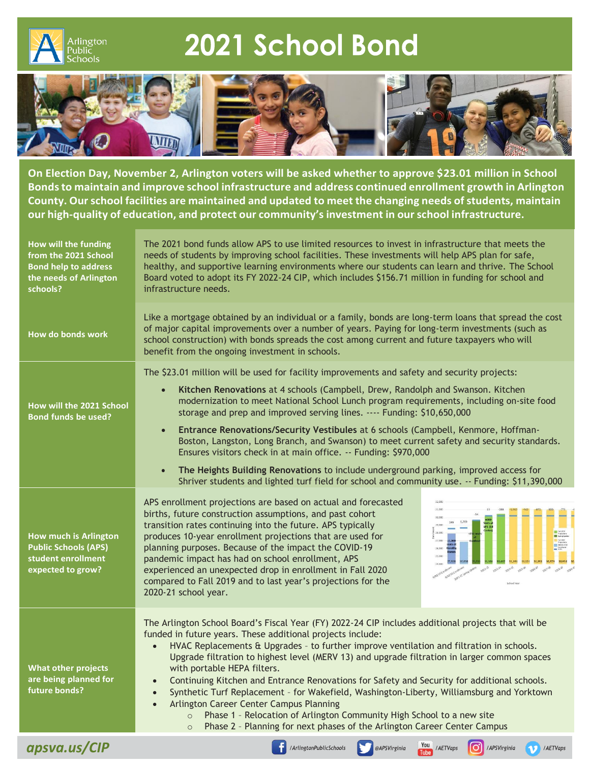# 2021 School Bond

**On Election Day, November 2, Arlington voters will be asked whether to approve $23.01 million in School Bonds to maintain and improve school infrastructure and address continued enrollment growth in Arlington County. Our school facilities are maintained and updated to meet the changing needs of students, maintain our high-quality of education, and protect our community's investment in our school infrastructure.**

### How will the funding from the 2021 School Bond help to address the needs of Arlington schools?

The 2021 bond funds allow APS to use limited resources to invest in infrastructure that meets the needs of students by improving school facilities. These investments will help APS plan for safe, healthy, and supportive learning environments where our students can learn and thrive. The School Board voted to adopt its FY 2022-24 CIP, which includes $156.71 million in funding for school and infrastructure needs.

### How do bonds work

Like a mortgage obtained by an individual or a family, bonds are long-term loans that spread the cost of major capital improvements over a number of years. Paying for long-term investments (such as school construction) with bonds spreads the cost among current and future taxpayers who will benefit from the ongoing investment in schools.

### How will the 2021 School Bond funds be used?

The $23.01 million will be used for facility improvements and safety and security projects:

- **Kitchen Renovations** at 4 schools (Campbell, Drew, Randolph and Swanson. Kitchen modernization to meet National School Lunch program requirements, including on-site food storage and prep and improved serving lines. ---- Funding: $10,650,000
- **Entrance Renovations/Security Vestibules** at 6 schools (Campbell, Kenmore, Hoffman-Boston, Langston, Long Branch, and Swanson) to meet current safety and security standards. Ensures visitors check in at main office. -- Funding: $970,000
- **The Heights Building Renovations** to include underground parking, improved access for Shriver students and lighted turf field for school and community use. -- Funding: $11,390,000

### How much is Arlington Public Schools (APS) student enrollment expected to grow?

APS enrollment projections are based on actual and forecasted births, future construction assumptions, and past cohort transition rates continuing into the future. APS typically produces 10-year enrollment projections that are used for planning purposes. Because of the impact the COVID-19 pandemic impact has had on school enrollment, APS experienced an unexpected drop in enrollment in Fall 2020 compared to Fall 2019 and to last year's projections for the 2020-21 school year.

### What other projects are being planned for future bonds?

The Arlington School Board's Fiscal Year (FY) 2022-24 CIP includes additional projects that will be funded in future years. These additional projects include:

- HVAC Replacements & Upgrades – to further improve ventilation and filtration in schools. Upgrade filtration to highest level (MERV 13) and upgrade filtration in larger common spaces with portable HEPA filters.
- Continuing Kitchen and Entrance Renovations for Safety and Security for additional schools.
- Synthetic Turf Replacement – for Wakefield, Washington-Liberty, Williamsburg and Yorktown
- Arlington Career Center Campus Planning
  - Phase 1 – Relocation of Arlington Community High School to a new site
  - Phase 2 – Planning for next phases of the Arlington Career Center Campus

*apsva.us/CIP*

/ArlingtonPublicSchools · @APSVirginia · /AETVaps · /APSVirginia · /AETVaps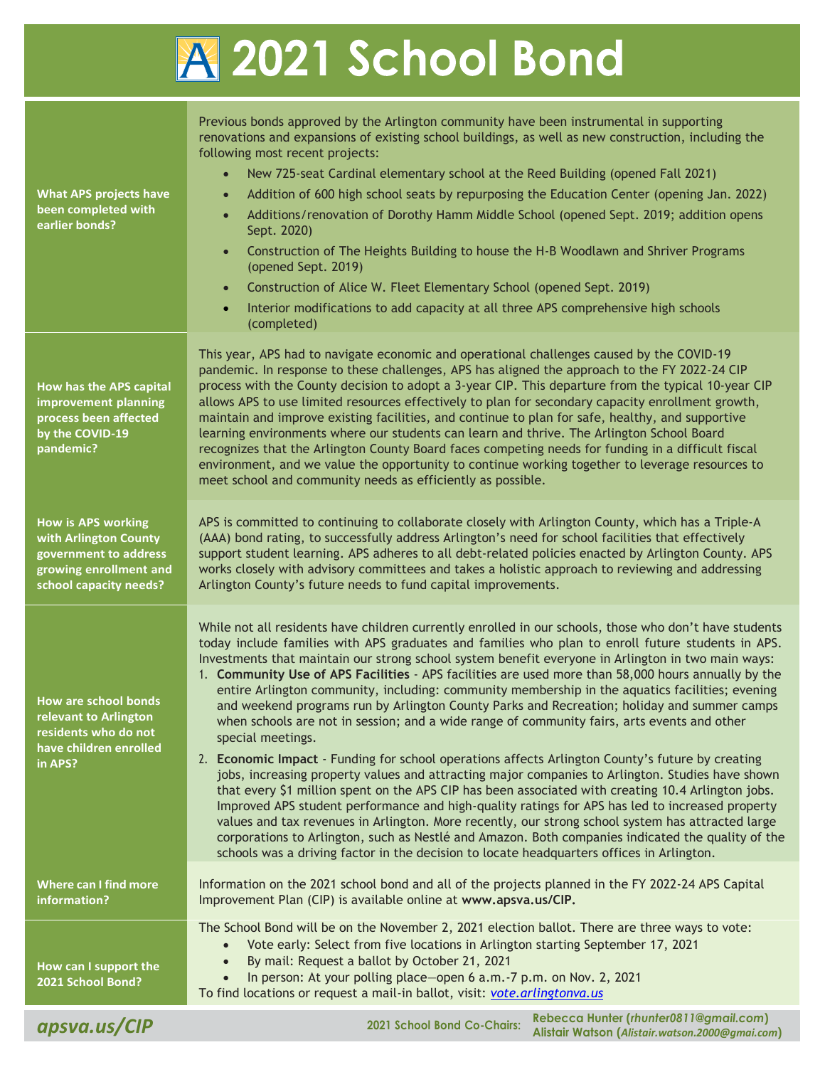# 2021 School Bond

**What APS projects have been completed with earlier bonds?**

Previous bonds approved by the Arlington community have been instrumental in supporting renovations and expansions of existing school buildings, as well as new construction, including the following most recent projects:

- New 725-seat Cardinal elementary school at the Reed Building (opened Fall 2021)
- Addition of 600 high school seats by repurposing the Education Center (opening Jan. 2022)
- Additions/renovation of Dorothy Hamm Middle School (opened Sept. 2019; addition opens Sept. 2020)
- Construction of The Heights Building to house the H-B Woodlawn and Shriver Programs (opened Sept. 2019)
- Construction of Alice W. Fleet Elementary School (opened Sept. 2019)
- Interior modifications to add capacity at all three APS comprehensive high schools (completed)

**How has the APS capital improvement planning process been affected by the COVID-19 pandemic?**

This year, APS had to navigate economic and operational challenges caused by the COVID-19 pandemic. In response to these challenges, APS has aligned the approach to the FY 2022-24 CIP process with the County decision to adopt a 3-year CIP. This departure from the typical 10-year CIP allows APS to use limited resources effectively to plan for secondary capacity enrollment growth, maintain and improve existing facilities, and continue to plan for safe, healthy, and supportive learning environments where our students can learn and thrive. The Arlington School Board recognizes that the Arlington County Board faces competing needs for funding in a difficult fiscal environment, and we value the opportunity to continue working together to leverage resources to meet school and community needs as efficiently as possible.

**How is APS working with Arlington County government to address growing enrollment and school capacity needs?**

APS is committed to continuing to collaborate closely with Arlington County, which has a Triple-A (AAA) bond rating, to successfully address Arlington's need for school facilities that effectively support student learning. APS adheres to all debt-related policies enacted by Arlington County. APS works closely with advisory committees and takes a holistic approach to reviewing and addressing Arlington County's future needs to fund capital improvements.

**How are school bonds relevant to Arlington residents who do not have children enrolled in APS?**

While not all residents have children currently enrolled in our schools, those who don't have students today include families with APS graduates and families who plan to enroll future students in APS. Investments that maintain our strong school system benefit everyone in Arlington in two main ways:

1. **Community Use of APS Facilities** - APS facilities are used more than 58,000 hours annually by the entire Arlington community, including: community membership in the aquatics facilities; evening and weekend programs run by Arlington County Parks and Recreation; holiday and summer camps when schools are not in session; and a wide range of community fairs, arts events and other special meetings.
2. **Economic Impact** - Funding for school operations affects Arlington County's future by creating jobs, increasing property values and attracting major companies to Arlington. Studies have shown that every $1 million spent on the APS CIP has been associated with creating 10.4 Arlington jobs. Improved APS student performance and high-quality ratings for APS has led to increased property values and tax revenues in Arlington. More recently, our strong school system has attracted large corporations to Arlington, such as Nestlé and Amazon. Both companies indicated the quality of the schools was a driving factor in the decision to locate headquarters offices in Arlington.

**Where can I find more information?**

Information on the 2021 school bond and all of the projects planned in the FY 2022-24 APS Capital Improvement Plan (CIP) is available online at **www.apsva.us/CIP.**

**How can I support the 2021 School Bond?**

The School Bond will be on the November 2, 2021 election ballot. There are three ways to vote:

- Vote early: Select from five locations in Arlington starting September 17, 2021
- By mail: Request a ballot by October 21, 2021
- In person: At your polling place—open 6 a.m.-7 p.m. on Nov. 2, 2021

To find locations or request a mail-in ballot, visit: *vote.arlingtonva.us*

*apsva.us/CIP*

**2021 School Bond Co-Chairs:** **Rebecca Hunter (*rhunter0811@gmail.com*)** **Alistair Watson (*Alistair.watson.2000@gmai.com*)**